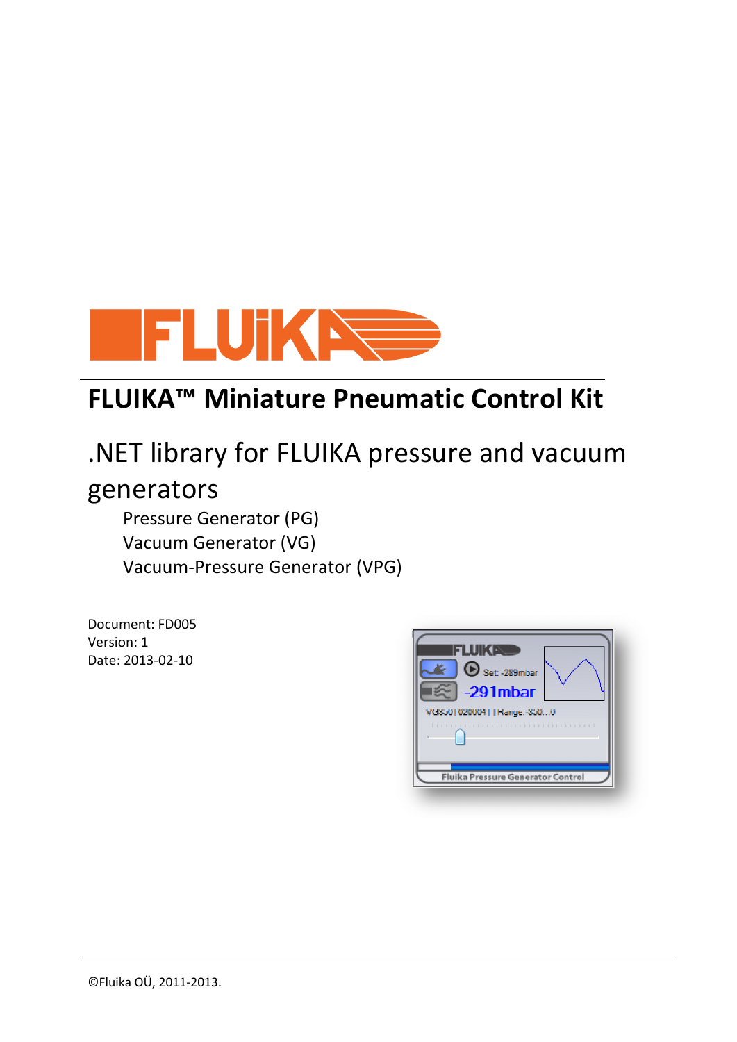# FLUIKA™ Miniature Pneumatic Control Kit

## .NET library for FLUIKA pressure and vacuum generators

Pressure Generator (PG)
Vacuum Generator (VG)
Vacuum-Pressure Generator (VPG)

Document: FD005
Version: 1
Date: 2013-02-10

©Fluika OÜ, 2011-2013.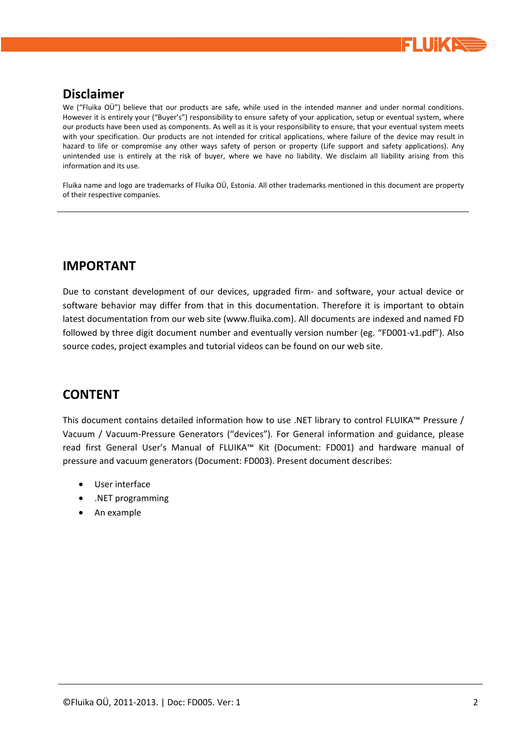## Disclaimer

We ("Fluika OÜ") believe that our products are safe, while used in the intended manner and under normal conditions. However it is entirely your ("Buyer's") responsibility to ensure safety of your application, setup or eventual system, where our products have been used as components. As well as it is your responsibility to ensure, that your eventual system meets with your specification. Our products are not intended for critical applications, where failure of the device may result in hazard to life or compromise any other ways safety of person or property (Life support and safety applications). Any unintended use is entirely at the risk of buyer, where we have no liability. We disclaim all liability arising from this information and its use.

Fluika name and logo are trademarks of Fluika OÜ, Estonia. All other trademarks mentioned in this document are property of their respective companies.

---

## IMPORTANT

Due to constant development of our devices, upgraded firm- and software, your actual device or software behavior may differ from that in this documentation. Therefore it is important to obtain latest documentation from our web site (www.fluika.com). All documents are indexed and named FD followed by three digit document number and eventually version number (eg. "FD001-v1.pdf"). Also source codes, project examples and tutorial videos can be found on our web site.

## CONTENT

This document contains detailed information how to use .NET library to control FLUIKA™ Pressure / Vacuum / Vacuum-Pressure Generators ("devices"). For General information and guidance, please read first General User's Manual of FLUIKA™ Kit (Document: FD001) and hardware manual of pressure and vacuum generators (Document: FD003). Present document describes:

- User interface
- .NET programming
- An example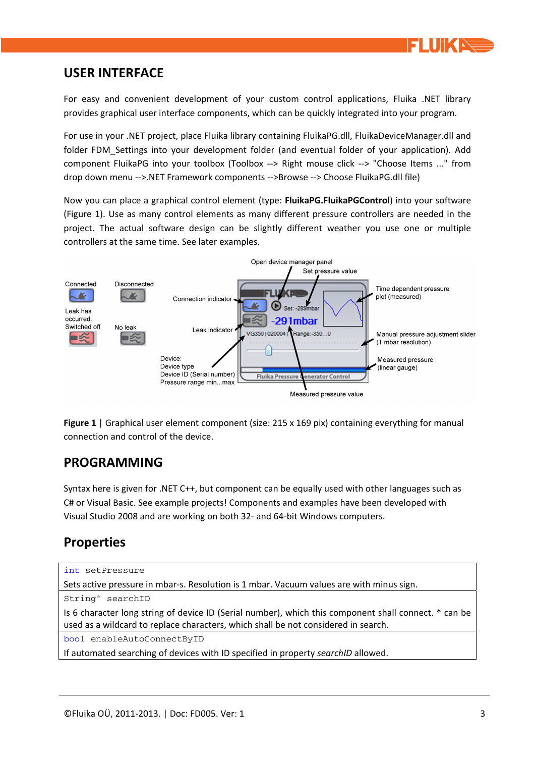## USER INTERFACE

For easy and convenient development of your custom control applications, Fluika .NET library provides graphical user interface components, which can be quickly integrated into your program.

For use in your .NET project, place Fluika library containing FluikaPG.dll, FluikaDeviceManager.dll and folder FDM_Settings into your development folder (and eventual folder of your application). Add component FluikaPG into your toolbox (Toolbox --> Right mouse click --> "Choose Items ..." from drop down menu -->.NET Framework components -->Browse --> Choose FluikaPG.dll file)

Now you can place a graphical control element (type: **FluikaPG.FluikaPGControl**) into your software (Figure 1). Use as many control elements as many different pressure controllers are needed in the project. The actual software design can be slightly different weather you use one or multiple controllers at the same time. See later examples.

**Figure 1** | Graphical user element component (size: 215 x 169 pix) containing everything for manual connection and control of the device.

## PROGRAMMING

Syntax here is given for .NET C++, but component can be equally used with other languages such as C# or Visual Basic. See example projects! Components and examples have been developed with Visual Studio 2008 and are working on both 32- and 64-bit Windows computers.

### Properties

```
int setPressure
```

Sets active pressure in mbar-s. Resolution is 1 mbar. Vacuum values are with minus sign.

```
String^ searchID
```

Is 6 character long string of device ID (Serial number), which this component shall connect. * can be used as a wildcard to replace characters, which shall be not considered in search.

```
bool enableAutoConnectByID
```

If automated searching of devices with ID specified in property *searchID* allowed.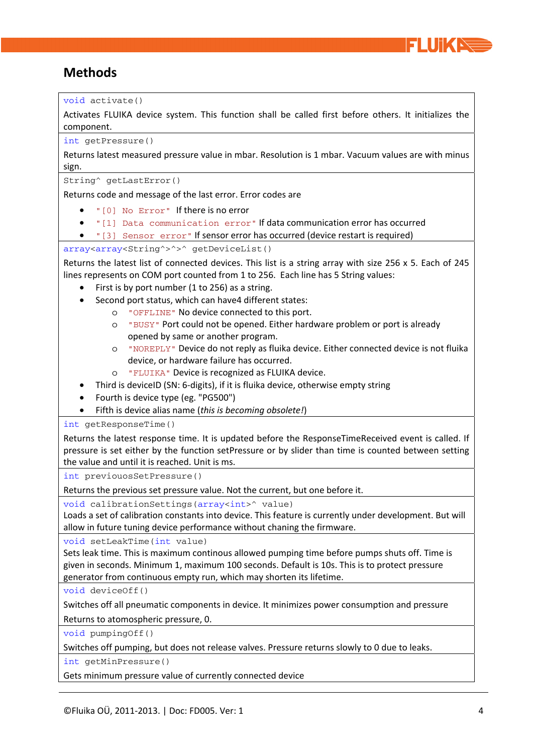## Methods

`void activate()`

Activates FLUIKA device system. This function shall be called first before others. It initializes the component.

`int getPressure()`

Returns latest measured pressure value in mbar. Resolution is 1 mbar. Vacuum values are with minus sign.

`String^ getLastError()`

Returns code and message of the last error. Error codes are

- `"[0] No Error"` If there is no error
- `"[1] Data communication error"` If data communication error has occurred
- `"[3] Sensor error"` If sensor error has occurred (device restart is required)

`array<array<String^>^>^ getDeviceList()`

Returns the latest list of connected devices. This list is a string array with size 256 x 5. Each of 245 lines represents on COM port counted from 1 to 256. Each line has 5 String values:

- First is by port number (1 to 256) as a string.
- Second port status, which can have4 different states:
  - `"OFFLINE"` No device connected to this port.
  - `"BUSY"` Port could not be opened. Either hardware problem or port is already opened by same or another program.
  - `"NOREPLY"` Device do not reply as fluika device. Either connected device is not fluika device, or hardware failure has occurred.
  - `"FLUIKA"` Device is recognized as FLUIKA device.
- Third is deviceID (SN: 6-digits), if it is fluika device, otherwise empty string
- Fourth is device type (eg. "PG500")
- Fifth is device alias name (*this is becoming obsolete!*)

`int getResponseTime()`

Returns the latest response time. It is updated before the ResponseTimeReceived event is called. If pressure is set either by the function setPressure or by slider than time is counted between setting the value and until it is reached. Unit is ms.

`int previouosSetPressure()`

Returns the previous set pressure value. Not the current, but one before it.

`void calibrationSettings(array<int>^ value)`

Loads a set of calibration constants into device. This feature is currently under development. But will allow in future tuning device performance without chaning the firmware.

`void setLeakTime(int value)`

Sets leak time. This is maximum continous allowed pumping time before pumps shuts off. Time is given in seconds. Minimum 1, maximum 100 seconds. Default is 10s. This is to protect pressure generator from continuous empty run, which may shorten its lifetime.

`void deviceOff()`

Switches off all pneumatic components in device. It minimizes power consumption and pressure

Returns to atomospheric pressure, 0.

`void pumpingOff()`

Switches off pumping, but does not release valves. Pressure returns slowly to 0 due to leaks.

`int getMinPressure()`

Gets minimum pressure value of currently connected device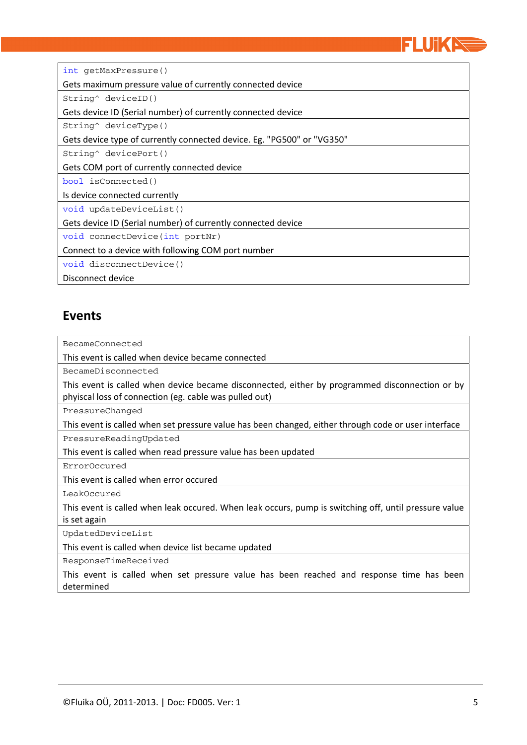| | 
|---|
| `int getMaxPressure()` |
| Gets maximum pressure value of currently connected device |
| `String^ deviceID()` |
| Gets device ID (Serial number) of currently connected device |
| `String^ deviceType()` |
| Gets device type of currently connected device. Eg. "PG500" or "VG350" |
| `String^ devicePort()` |
| Gets COM port of currently connected device |
| `bool isConnected()` |
| Is device connected currently |
| `void updateDeviceList()` |
| Gets device ID (Serial number) of currently connected device |
| `void connectDevice(int portNr)` |
| Connect to a device with following COM port number |
| `void disconnectDevice()` |
| Disconnect device |

## Events

| |
|---|
| `BecameConnected` |
| This event is called when device became connected |
| `BecameDisconnected` |
| This event is called when device became disconnected, either by programmed disconnection or by phyiscal loss of connection (eg. cable was pulled out) |
| `PressureChanged` |
| This event is called when set pressure value has been changed, either through code or user interface |
| `PressureReadingUpdated` |
| This event is called when read pressure value has been updated |
| `ErrorOccured` |
| This event is called when error occured |
| `LeakOccured` |
| This event is called when leak occured. When leak occurs, pump is switching off, until pressure value is set again |
| `UpdatedDeviceList` |
| This event is called when device list became updated |
| `ResponseTimeReceived` |
| This event is called when set pressure value has been reached and response time has been determined |

©Fluika OÜ, 2011-2013. | Doc: FD005. Ver: 1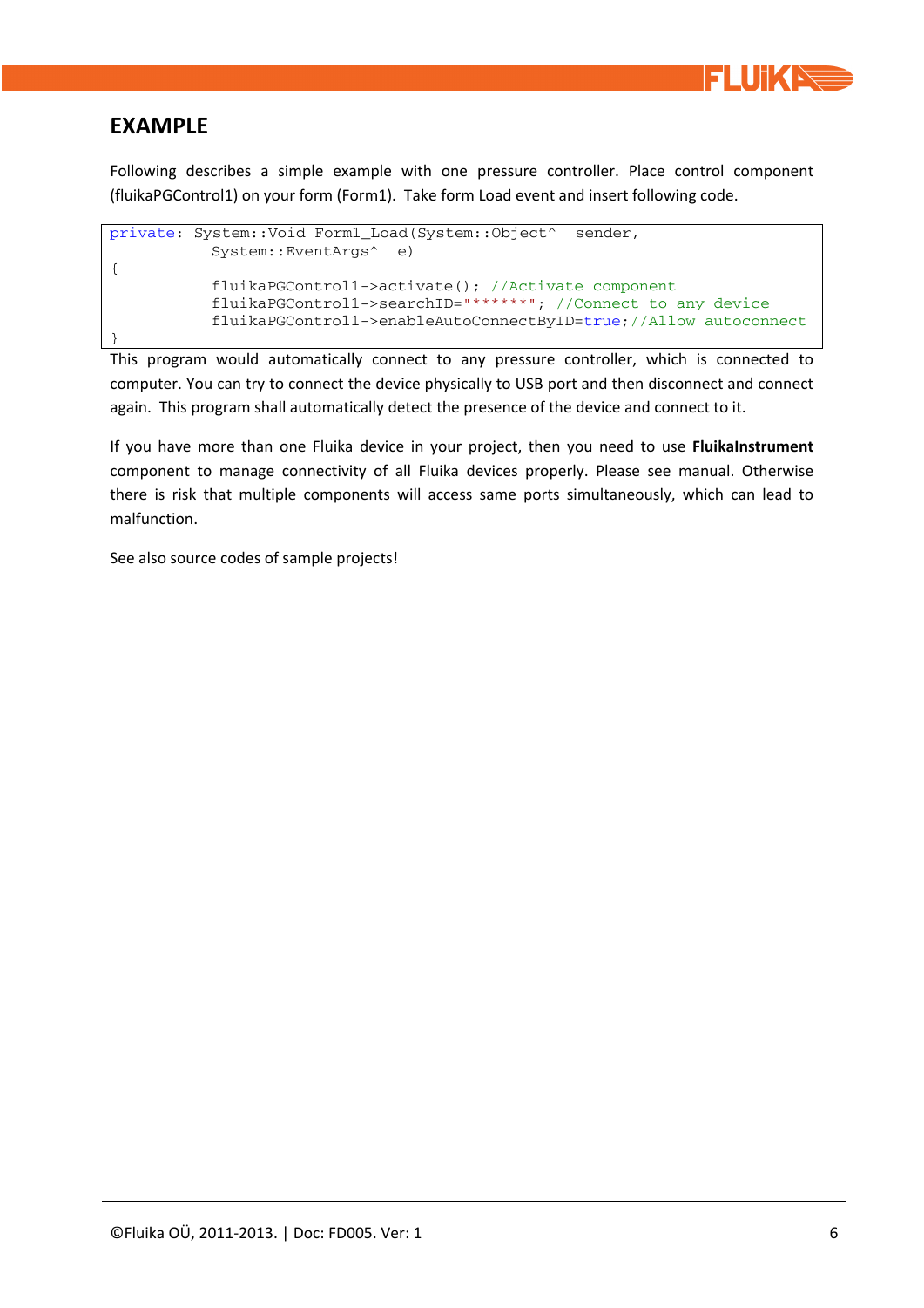# EXAMPLE

Following describes a simple example with one pressure controller. Place control component (fluikaPGControl1) on your form (Form1). Take form Load event and insert following code.

```
private: System::Void Form1_Load(System::Object^  sender,
           System::EventArgs^  e)
{
           fluikaPGControl1->activate(); //Activate component
           fluikaPGControl1->searchID="******"; //Connect to any device
           fluikaPGControl1->enableAutoConnectByID=true;//Allow autoconnect
}
```

This program would automatically connect to any pressure controller, which is connected to computer. You can try to connect the device physically to USB port and then disconnect and connect again. This program shall automatically detect the presence of the device and connect to it.

If you have more than one Fluika device in your project, then you need to use **FluikaInstrument** component to manage connectivity of all Fluika devices properly. Please see manual. Otherwise there is risk that multiple components will access same ports simultaneously, which can lead to malfunction.

See also source codes of sample projects!